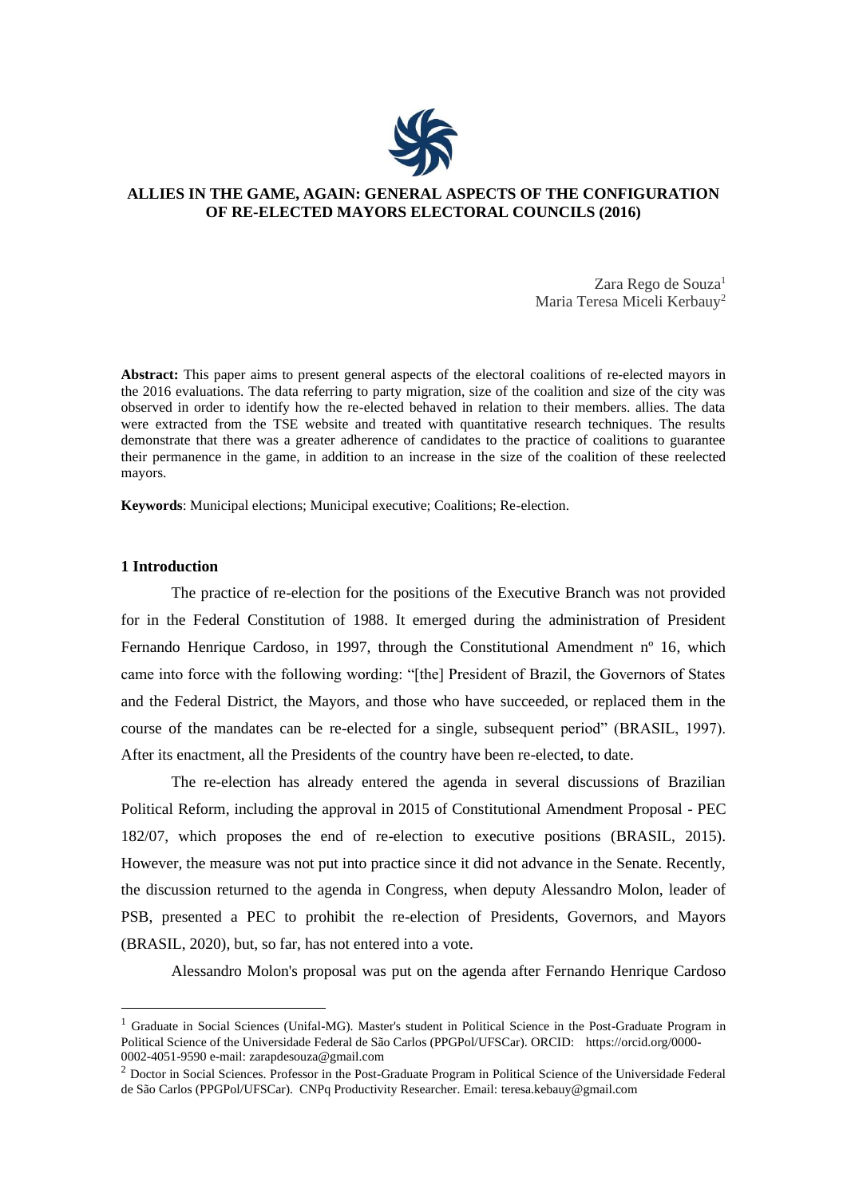# ALLIES IN THE GAME, AGAIN: GENERAL ASPECTS OF THE CONFIGURATION OF RE-ELECTED MAYORS ELECTORAL COUNCILS (2016)

Zara Rego de Souza[1]
Maria Teresa Miceli Kerbauy[2]

**Abstract:** This paper aims to present general aspects of the electoral coalitions of re-elected mayors in the 2016 evaluations. The data referring to party migration, size of the coalition and size of the city was observed in order to identify how the re-elected behaved in relation to their members. allies. The data were extracted from the TSE website and treated with quantitative research techniques. The results demonstrate that there was a greater adherence of candidates to the practice of coalitions to guarantee their permanence in the game, in addition to an increase in the size of the coalition of these reelected mayors.

**Keywords**: Municipal elections; Municipal executive; Coalitions; Re-election.

## 1 Introduction

The practice of re-election for the positions of the Executive Branch was not provided for in the Federal Constitution of 1988. It emerged during the administration of President Fernando Henrique Cardoso, in 1997, through the Constitutional Amendment nº 16, which came into force with the following wording: "[the] President of Brazil, the Governors of States and the Federal District, the Mayors, and those who have succeeded, or replaced them in the course of the mandates can be re-elected for a single, subsequent period" (BRASIL, 1997). After its enactment, all the Presidents of the country have been re-elected, to date.

The re-election has already entered the agenda in several discussions of Brazilian Political Reform, including the approval in 2015 of Constitutional Amendment Proposal - PEC 182/07, which proposes the end of re-election to executive positions (BRASIL, 2015). However, the measure was not put into practice since it did not advance in the Senate. Recently, the discussion returned to the agenda in Congress, when deputy Alessandro Molon, leader of PSB, presented a PEC to prohibit the re-election of Presidents, Governors, and Mayors (BRASIL, 2020), but, so far, has not entered into a vote.

Alessandro Molon's proposal was put on the agenda after Fernando Henrique Cardoso

---

[1] Graduate in Social Sciences (Unifal-MG). Master's student in Political Science in the Post-Graduate Program in Political Science of the Universidade Federal de São Carlos (PPGPol/UFSCar). ORCID: https://orcid.org/0000-0002-4051-9590 e-mail: zarapdesouza@gmail.com

[2] Doctor in Social Sciences. Professor in the Post-Graduate Program in Political Science of the Universidade Federal de São Carlos (PPGPol/UFSCar). CNPq Productivity Researcher. Email: teresa.kebauy@gmail.com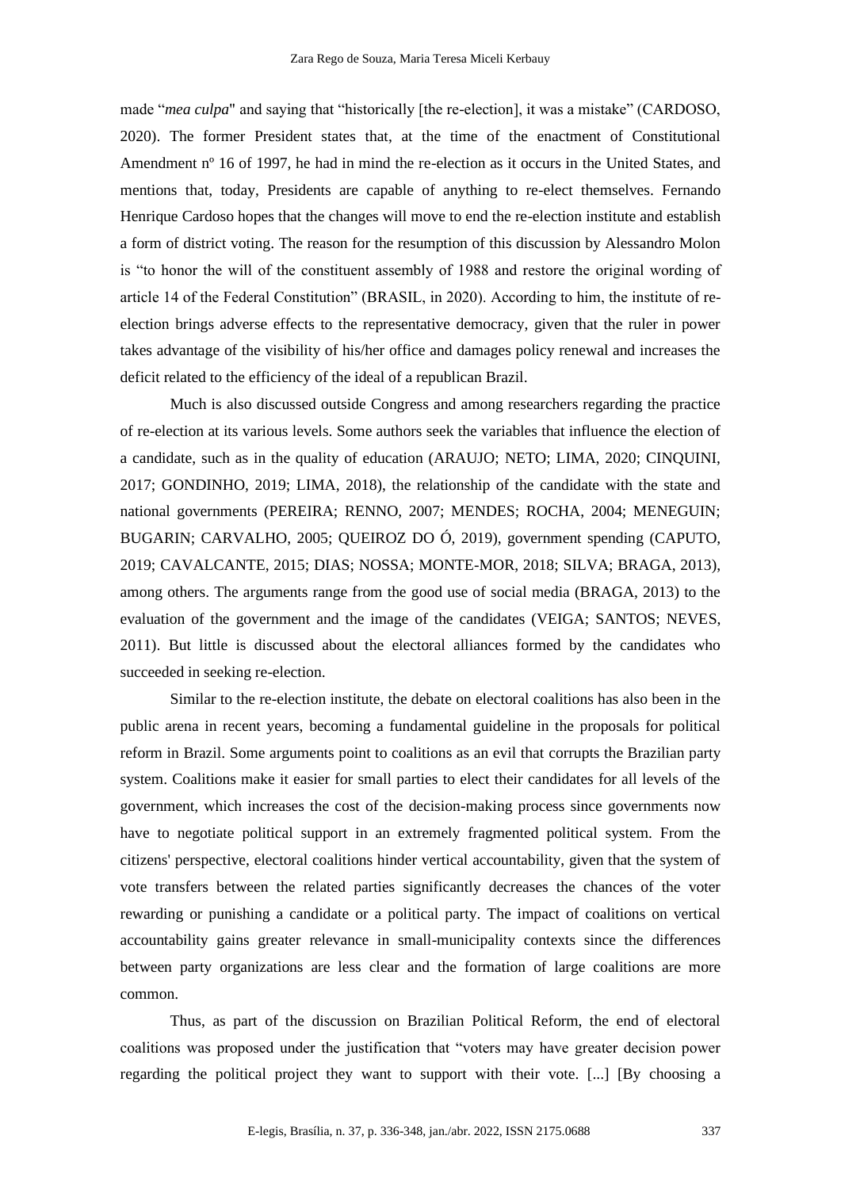made "*mea culpa*" and saying that "historically [the re-election], it was a mistake" (CARDOSO, 2020). The former President states that, at the time of the enactment of Constitutional Amendment nº 16 of 1997, he had in mind the re-election as it occurs in the United States, and mentions that, today, Presidents are capable of anything to re-elect themselves. Fernando Henrique Cardoso hopes that the changes will move to end the re-election institute and establish a form of district voting. The reason for the resumption of this discussion by Alessandro Molon is "to honor the will of the constituent assembly of 1988 and restore the original wording of article 14 of the Federal Constitution" (BRASIL, in 2020). According to him, the institute of re-election brings adverse effects to the representative democracy, given that the ruler in power takes advantage of the visibility of his/her office and damages policy renewal and increases the deficit related to the efficiency of the ideal of a republican Brazil.

Much is also discussed outside Congress and among researchers regarding the practice of re-election at its various levels. Some authors seek the variables that influence the election of a candidate, such as in the quality of education (ARAUJO; NETO; LIMA, 2020; CINQUINI, 2017; GONDINHO, 2019; LIMA, 2018), the relationship of the candidate with the state and national governments (PEREIRA; RENNO, 2007; MENDES; ROCHA, 2004; MENEGUIN; BUGARIN; CARVALHO, 2005; QUEIROZ DO Ó, 2019), government spending (CAPUTO, 2019; CAVALCANTE, 2015; DIAS; NOSSA; MONTE-MOR, 2018; SILVA; BRAGA, 2013), among others. The arguments range from the good use of social media (BRAGA, 2013) to the evaluation of the government and the image of the candidates (VEIGA; SANTOS; NEVES, 2011). But little is discussed about the electoral alliances formed by the candidates who succeeded in seeking re-election.

Similar to the re-election institute, the debate on electoral coalitions has also been in the public arena in recent years, becoming a fundamental guideline in the proposals for political reform in Brazil. Some arguments point to coalitions as an evil that corrupts the Brazilian party system. Coalitions make it easier for small parties to elect their candidates for all levels of the government, which increases the cost of the decision-making process since governments now have to negotiate political support in an extremely fragmented political system. From the citizens' perspective, electoral coalitions hinder vertical accountability, given that the system of vote transfers between the related parties significantly decreases the chances of the voter rewarding or punishing a candidate or a political party. The impact of coalitions on vertical accountability gains greater relevance in small-municipality contexts since the differences between party organizations are less clear and the formation of large coalitions are more common.

Thus, as part of the discussion on Brazilian Political Reform, the end of electoral coalitions was proposed under the justification that "voters may have greater decision power regarding the political project they want to support with their vote. [...] [By choosing a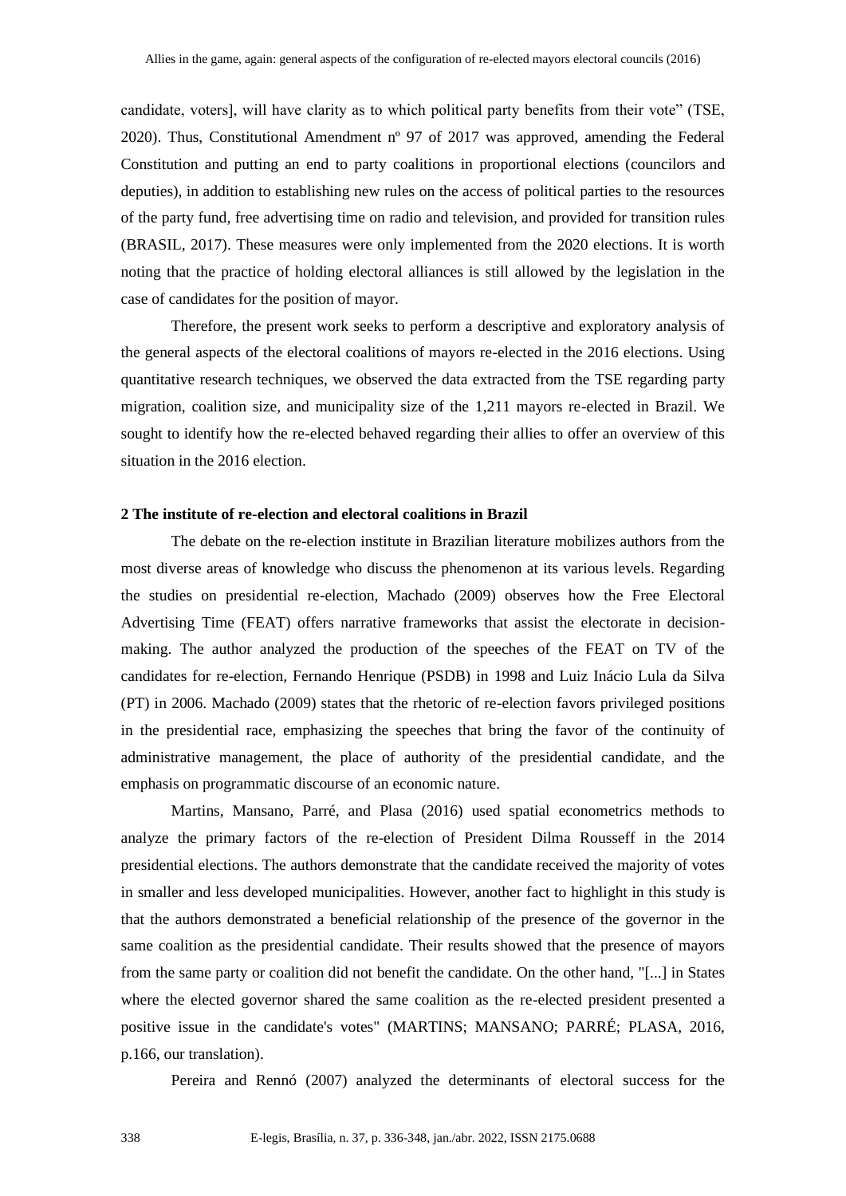candidate, voters], will have clarity as to which political party benefits from their vote" (TSE, 2020). Thus, Constitutional Amendment nº 97 of 2017 was approved, amending the Federal Constitution and putting an end to party coalitions in proportional elections (councilors and deputies), in addition to establishing new rules on the access of political parties to the resources of the party fund, free advertising time on radio and television, and provided for transition rules (BRASIL, 2017). These measures were only implemented from the 2020 elections. It is worth noting that the practice of holding electoral alliances is still allowed by the legislation in the case of candidates for the position of mayor.

Therefore, the present work seeks to perform a descriptive and exploratory analysis of the general aspects of the electoral coalitions of mayors re-elected in the 2016 elections. Using quantitative research techniques, we observed the data extracted from the TSE regarding party migration, coalition size, and municipality size of the 1,211 mayors re-elected in Brazil. We sought to identify how the re-elected behaved regarding their allies to offer an overview of this situation in the 2016 election.

## 2 The institute of re-election and electoral coalitions in Brazil

The debate on the re-election institute in Brazilian literature mobilizes authors from the most diverse areas of knowledge who discuss the phenomenon at its various levels. Regarding the studies on presidential re-election, Machado (2009) observes how the Free Electoral Advertising Time (FEAT) offers narrative frameworks that assist the electorate in decision-making. The author analyzed the production of the speeches of the FEAT on TV of the candidates for re-election, Fernando Henrique (PSDB) in 1998 and Luiz Inácio Lula da Silva (PT) in 2006. Machado (2009) states that the rhetoric of re-election favors privileged positions in the presidential race, emphasizing the speeches that bring the favor of the continuity of administrative management, the place of authority of the presidential candidate, and the emphasis on programmatic discourse of an economic nature.

Martins, Mansano, Parré, and Plasa (2016) used spatial econometrics methods to analyze the primary factors of the re-election of President Dilma Rousseff in the 2014 presidential elections. The authors demonstrate that the candidate received the majority of votes in smaller and less developed municipalities. However, another fact to highlight in this study is that the authors demonstrated a beneficial relationship of the presence of the governor in the same coalition as the presidential candidate. Their results showed that the presence of mayors from the same party or coalition did not benefit the candidate. On the other hand, "[...] in States where the elected governor shared the same coalition as the re-elected president presented a positive issue in the candidate's votes" (MARTINS; MANSANO; PARRÉ; PLASA, 2016, p.166, our translation).

Pereira and Rennó (2007) analyzed the determinants of electoral success for the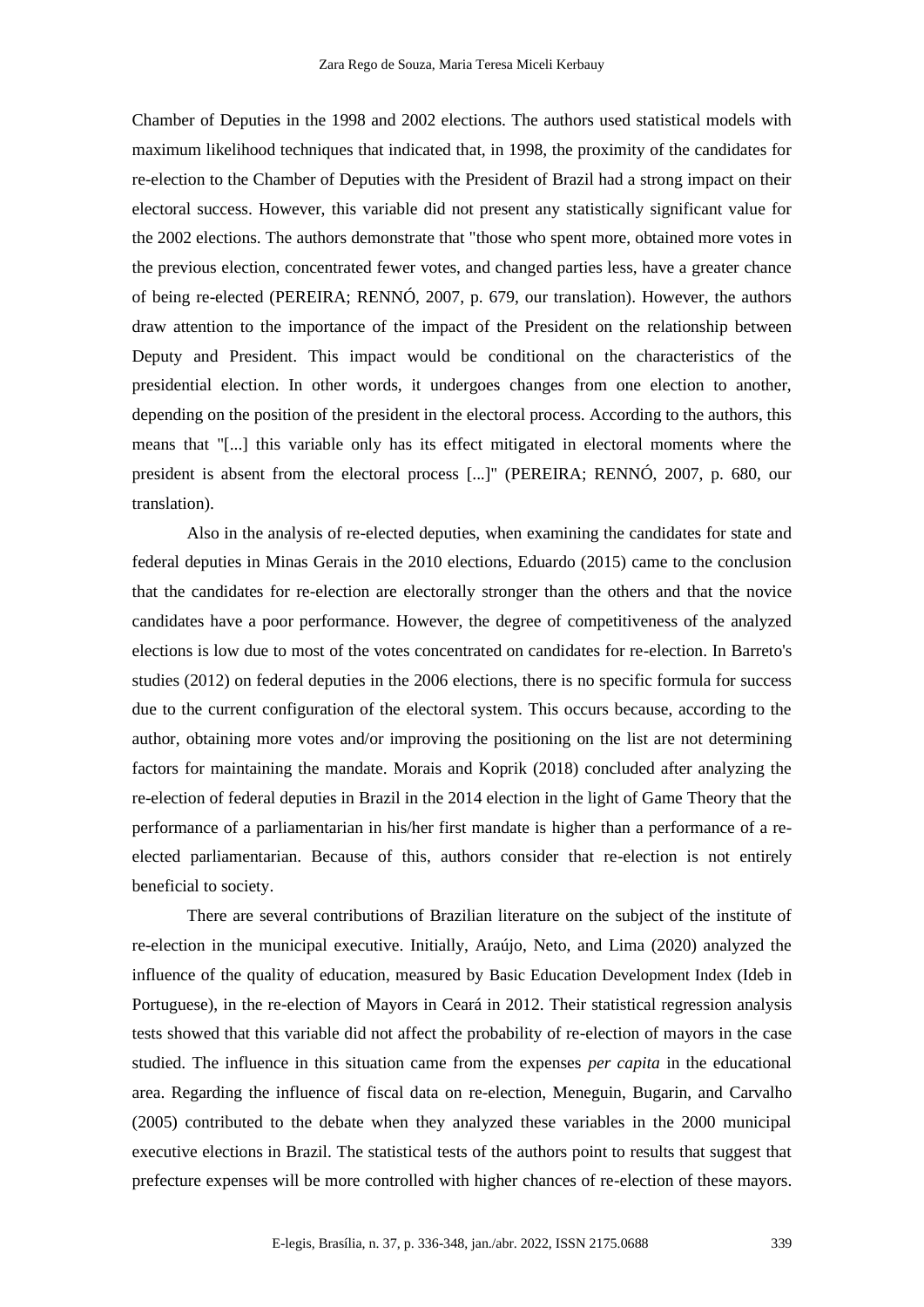Chamber of Deputies in the 1998 and 2002 elections. The authors used statistical models with maximum likelihood techniques that indicated that, in 1998, the proximity of the candidates for re-election to the Chamber of Deputies with the President of Brazil had a strong impact on their electoral success. However, this variable did not present any statistically significant value for the 2002 elections. The authors demonstrate that "those who spent more, obtained more votes in the previous election, concentrated fewer votes, and changed parties less, have a greater chance of being re-elected (PEREIRA; RENNÓ, 2007, p. 679, our translation). However, the authors draw attention to the importance of the impact of the President on the relationship between Deputy and President. This impact would be conditional on the characteristics of the presidential election. In other words, it undergoes changes from one election to another, depending on the position of the president in the electoral process. According to the authors, this means that "[...] this variable only has its effect mitigated in electoral moments where the president is absent from the electoral process [...]" (PEREIRA; RENNÓ, 2007, p. 680, our translation).

Also in the analysis of re-elected deputies, when examining the candidates for state and federal deputies in Minas Gerais in the 2010 elections, Eduardo (2015) came to the conclusion that the candidates for re-election are electorally stronger than the others and that the novice candidates have a poor performance. However, the degree of competitiveness of the analyzed elections is low due to most of the votes concentrated on candidates for re-election. In Barreto's studies (2012) on federal deputies in the 2006 elections, there is no specific formula for success due to the current configuration of the electoral system. This occurs because, according to the author, obtaining more votes and/or improving the positioning on the list are not determining factors for maintaining the mandate. Morais and Koprik (2018) concluded after analyzing the re-election of federal deputies in Brazil in the 2014 election in the light of Game Theory that the performance of a parliamentarian in his/her first mandate is higher than a performance of a re-elected parliamentarian. Because of this, authors consider that re-election is not entirely beneficial to society.

There are several contributions of Brazilian literature on the subject of the institute of re-election in the municipal executive. Initially, Araújo, Neto, and Lima (2020) analyzed the influence of the quality of education, measured by Basic Education Development Index (Ideb in Portuguese), in the re-election of Mayors in Ceará in 2012. Their statistical regression analysis tests showed that this variable did not affect the probability of re-election of mayors in the case studied. The influence in this situation came from the expenses *per capita* in the educational area. Regarding the influence of fiscal data on re-election, Meneguin, Bugarin, and Carvalho (2005) contributed to the debate when they analyzed these variables in the 2000 municipal executive elections in Brazil. The statistical tests of the authors point to results that suggest that prefecture expenses will be more controlled with higher chances of re-election of these mayors.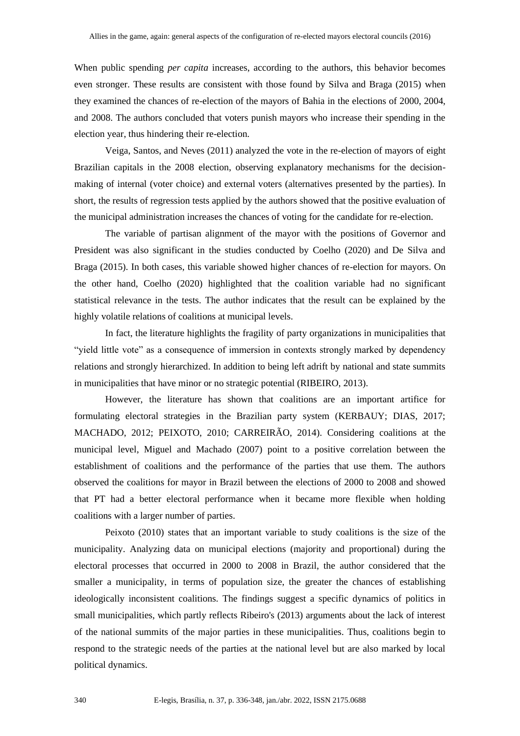When public spending *per capita* increases, according to the authors, this behavior becomes even stronger. These results are consistent with those found by Silva and Braga (2015) when they examined the chances of re-election of the mayors of Bahia in the elections of 2000, 2004, and 2008. The authors concluded that voters punish mayors who increase their spending in the election year, thus hindering their re-election.

Veiga, Santos, and Neves (2011) analyzed the vote in the re-election of mayors of eight Brazilian capitals in the 2008 election, observing explanatory mechanisms for the decision-making of internal (voter choice) and external voters (alternatives presented by the parties). In short, the results of regression tests applied by the authors showed that the positive evaluation of the municipal administration increases the chances of voting for the candidate for re-election.

The variable of partisan alignment of the mayor with the positions of Governor and President was also significant in the studies conducted by Coelho (2020) and De Silva and Braga (2015). In both cases, this variable showed higher chances of re-election for mayors. On the other hand, Coelho (2020) highlighted that the coalition variable had no significant statistical relevance in the tests. The author indicates that the result can be explained by the highly volatile relations of coalitions at municipal levels.

In fact, the literature highlights the fragility of party organizations in municipalities that "yield little vote" as a consequence of immersion in contexts strongly marked by dependency relations and strongly hierarchized. In addition to being left adrift by national and state summits in municipalities that have minor or no strategic potential (RIBEIRO, 2013).

However, the literature has shown that coalitions are an important artifice for formulating electoral strategies in the Brazilian party system (KERBAUY; DIAS, 2017; MACHADO, 2012; PEIXOTO, 2010; CARREIRÃO, 2014). Considering coalitions at the municipal level, Miguel and Machado (2007) point to a positive correlation between the establishment of coalitions and the performance of the parties that use them. The authors observed the coalitions for mayor in Brazil between the elections of 2000 to 2008 and showed that PT had a better electoral performance when it became more flexible when holding coalitions with a larger number of parties.

Peixoto (2010) states that an important variable to study coalitions is the size of the municipality. Analyzing data on municipal elections (majority and proportional) during the electoral processes that occurred in 2000 to 2008 in Brazil, the author considered that the smaller a municipality, in terms of population size, the greater the chances of establishing ideologically inconsistent coalitions. The findings suggest a specific dynamics of politics in small municipalities, which partly reflects Ribeiro's (2013) arguments about the lack of interest of the national summits of the major parties in these municipalities. Thus, coalitions begin to respond to the strategic needs of the parties at the national level but are also marked by local political dynamics.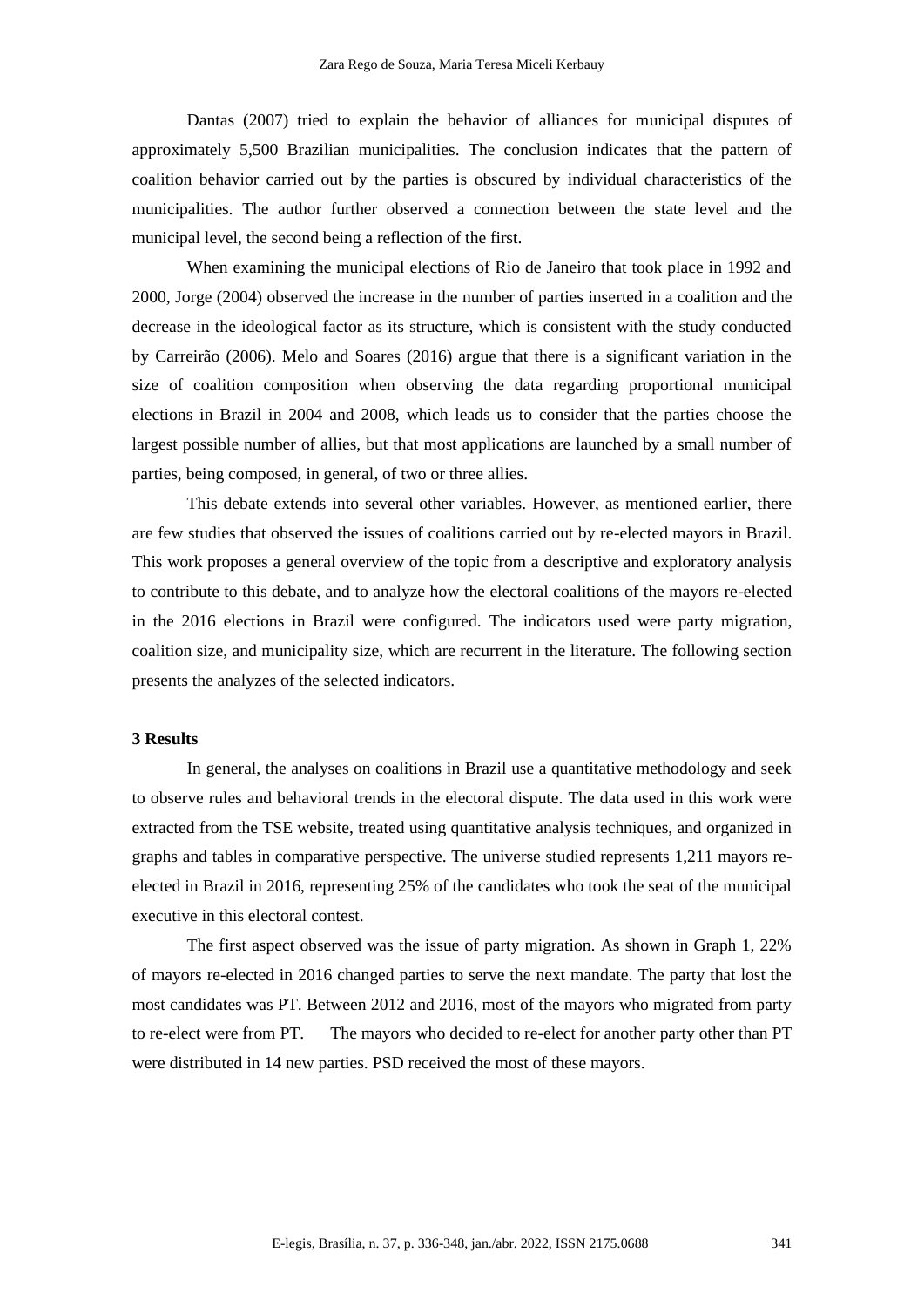Dantas (2007) tried to explain the behavior of alliances for municipal disputes of approximately 5,500 Brazilian municipalities. The conclusion indicates that the pattern of coalition behavior carried out by the parties is obscured by individual characteristics of the municipalities. The author further observed a connection between the state level and the municipal level, the second being a reflection of the first.

When examining the municipal elections of Rio de Janeiro that took place in 1992 and 2000, Jorge (2004) observed the increase in the number of parties inserted in a coalition and the decrease in the ideological factor as its structure, which is consistent with the study conducted by Carreirão (2006). Melo and Soares (2016) argue that there is a significant variation in the size of coalition composition when observing the data regarding proportional municipal elections in Brazil in 2004 and 2008, which leads us to consider that the parties choose the largest possible number of allies, but that most applications are launched by a small number of parties, being composed, in general, of two or three allies.

This debate extends into several other variables. However, as mentioned earlier, there are few studies that observed the issues of coalitions carried out by re-elected mayors in Brazil. This work proposes a general overview of the topic from a descriptive and exploratory analysis to contribute to this debate, and to analyze how the electoral coalitions of the mayors re-elected in the 2016 elections in Brazil were configured. The indicators used were party migration, coalition size, and municipality size, which are recurrent in the literature. The following section presents the analyzes of the selected indicators.

## 3 Results

In general, the analyses on coalitions in Brazil use a quantitative methodology and seek to observe rules and behavioral trends in the electoral dispute. The data used in this work were extracted from the TSE website, treated using quantitative analysis techniques, and organized in graphs and tables in comparative perspective. The universe studied represents 1,211 mayors re-elected in Brazil in 2016, representing 25% of the candidates who took the seat of the municipal executive in this electoral contest.

The first aspect observed was the issue of party migration. As shown in Graph 1, 22% of mayors re-elected in 2016 changed parties to serve the next mandate. The party that lost the most candidates was PT. Between 2012 and 2016, most of the mayors who migrated from party to re-elect were from PT. The mayors who decided to re-elect for another party other than PT were distributed in 14 new parties. PSD received the most of these mayors.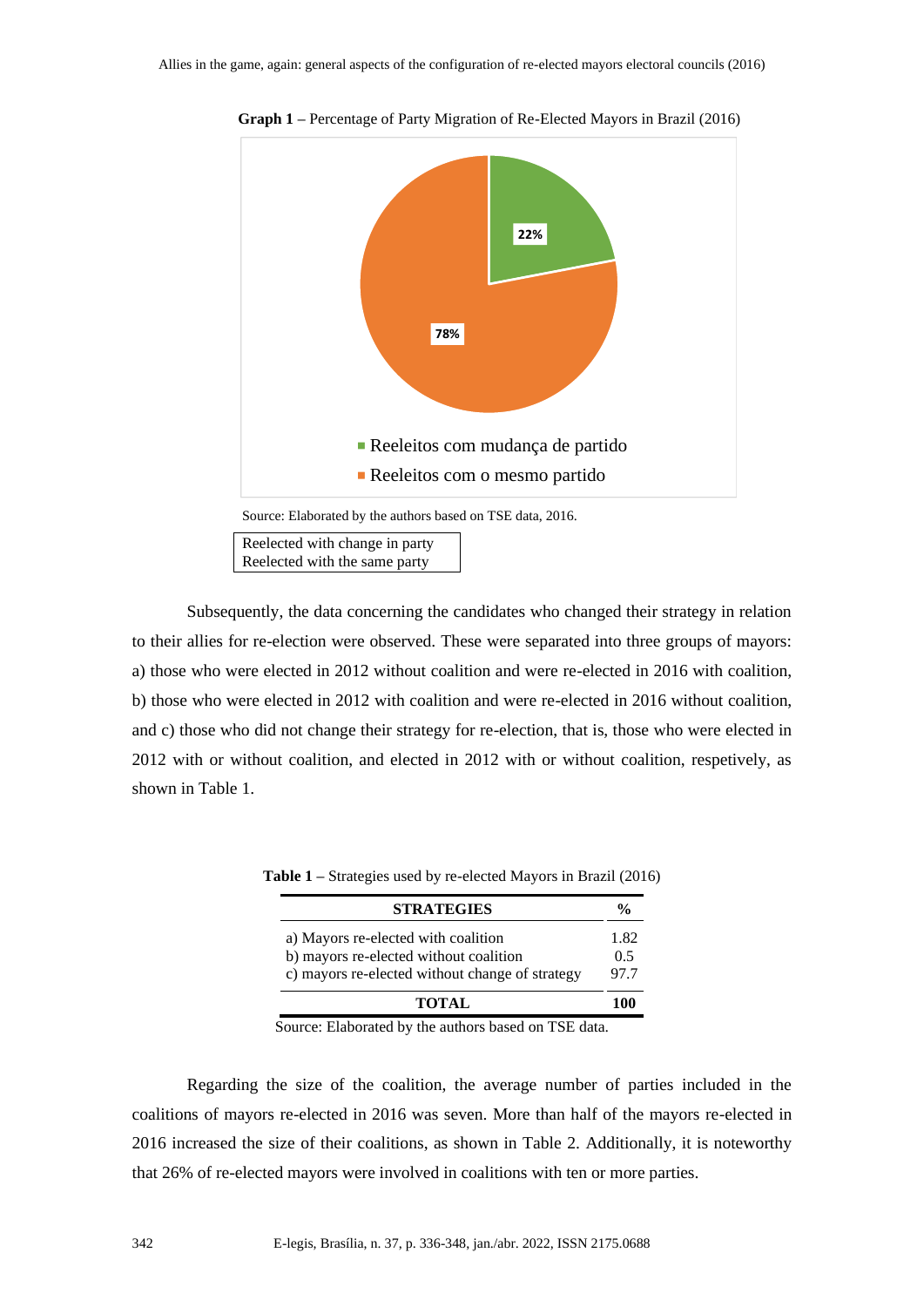**Graph 1** – Percentage of Party Migration of Re-Elected Mayors in Brazil (2016)

22%

78%

Reeleitos com mudança de partido

Reeleitos com o mesmo partido

Source: Elaborated by the authors based on TSE data, 2016.

Reelected with change in party
Reelected with the same party

Subsequently, the data concerning the candidates who changed their strategy in relation to their allies for re-election were observed. These were separated into three groups of mayors: a) those who were elected in 2012 without coalition and were re-elected in 2016 with coalition, b) those who were elected in 2012 with coalition and were re-elected in 2016 without coalition, and c) those who did not change their strategy for re-election, that is, those who were elected in 2012 with or without coalition, and elected in 2012 with or without coalition, respetively, as shown in Table 1.

**Table 1** – Strategies used by re-elected Mayors in Brazil (2016)

| STRATEGIES | % |
|---|---|
| a) Mayors re-elected with coalition | 1.82 |
| b) mayors re-elected without coalition | 0.5 |
| c) mayors re-elected without change of strategy | 97.7 |
| **TOTAL** | **100** |

Source: Elaborated by the authors based on TSE data.

Regarding the size of the coalition, the average number of parties included in the coalitions of mayors re-elected in 2016 was seven. More than half of the mayors re-elected in 2016 increased the size of their coalitions, as shown in Table 2. Additionally, it is noteworthy that 26% of re-elected mayors were involved in coalitions with ten or more parties.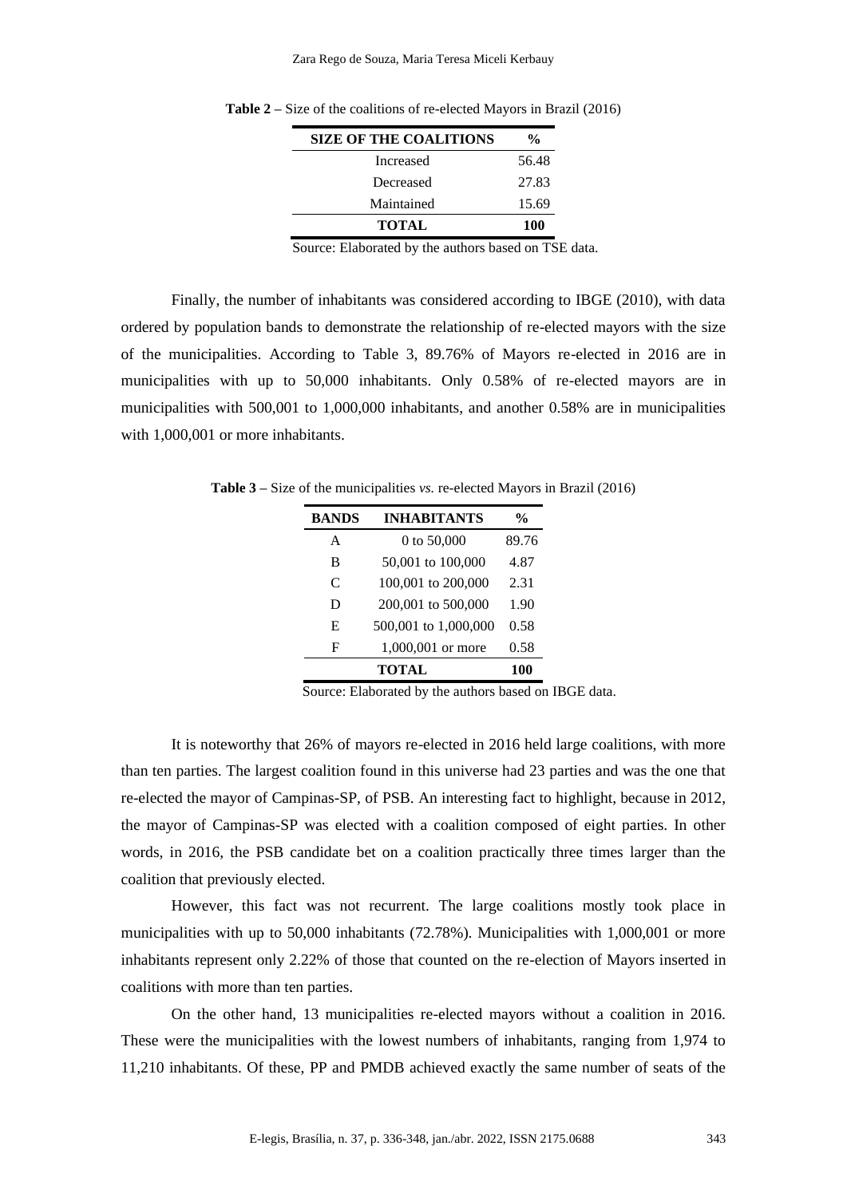**Table 2 –** Size of the coalitions of re-elected Mayors in Brazil (2016)

| SIZE OF THE COALITIONS | % |
|---|---|
| Increased | 56.48 |
| Decreased | 27.83 |
| Maintained | 15.69 |
| **TOTAL** | **100** |

Source: Elaborated by the authors based on TSE data.

Finally, the number of inhabitants was considered according to IBGE (2010), with data ordered by population bands to demonstrate the relationship of re-elected mayors with the size of the municipalities. According to Table 3, 89.76% of Mayors re-elected in 2016 are in municipalities with up to 50,000 inhabitants. Only 0.58% of re-elected mayors are in municipalities with 500,001 to 1,000,000 inhabitants, and another 0.58% are in municipalities with 1,000,001 or more inhabitants.

**Table 3 –** Size of the municipalities *vs.* re-elected Mayors in Brazil (2016)

| BANDS | INHABITANTS | % |
|---|---|---|
| A | 0 to 50,000 | 89.76 |
| B | 50,001 to 100,000 | 4.87 |
| C | 100,001 to 200,000 | 2.31 |
| D | 200,001 to 500,000 | 1.90 |
| E | 500,001 to 1,000,000 | 0.58 |
| F | 1,000,001 or more | 0.58 |
| | **TOTAL** | **100** |

Source: Elaborated by the authors based on IBGE data.

It is noteworthy that 26% of mayors re-elected in 2016 held large coalitions, with more than ten parties. The largest coalition found in this universe had 23 parties and was the one that re-elected the mayor of Campinas-SP, of PSB. An interesting fact to highlight, because in 2012, the mayor of Campinas-SP was elected with a coalition composed of eight parties. In other words, in 2016, the PSB candidate bet on a coalition practically three times larger than the coalition that previously elected.

However, this fact was not recurrent. The large coalitions mostly took place in municipalities with up to 50,000 inhabitants (72.78%). Municipalities with 1,000,001 or more inhabitants represent only 2.22% of those that counted on the re-election of Mayors inserted in coalitions with more than ten parties.

On the other hand, 13 municipalities re-elected mayors without a coalition in 2016. These were the municipalities with the lowest numbers of inhabitants, ranging from 1,974 to 11,210 inhabitants. Of these, PP and PMDB achieved exactly the same number of seats of the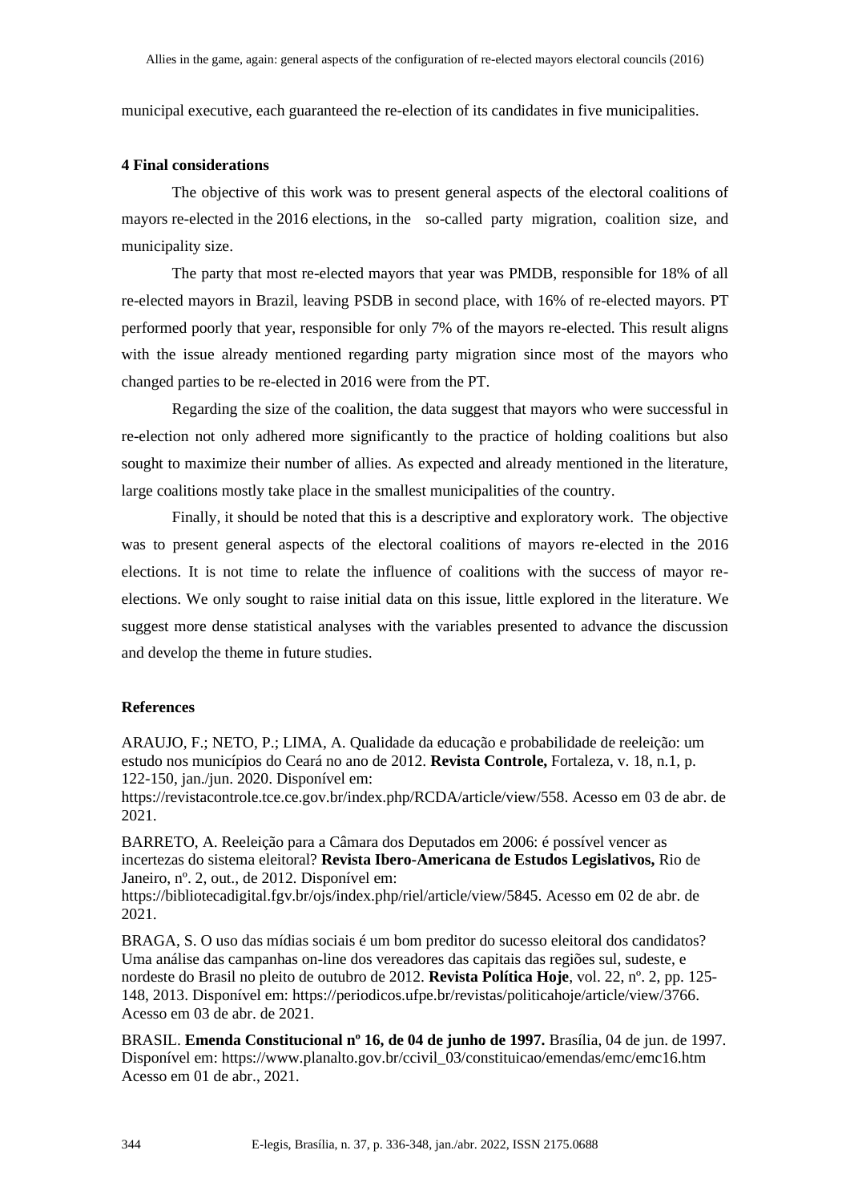municipal executive, each guaranteed the re-election of its candidates in five municipalities.

## 4 Final considerations

The objective of this work was to present general aspects of the electoral coalitions of mayors re-elected in the 2016 elections, in the so-called party migration, coalition size, and municipality size.

The party that most re-elected mayors that year was PMDB, responsible for 18% of all re-elected mayors in Brazil, leaving PSDB in second place, with 16% of re-elected mayors. PT performed poorly that year, responsible for only 7% of the mayors re-elected. This result aligns with the issue already mentioned regarding party migration since most of the mayors who changed parties to be re-elected in 2016 were from the PT.

Regarding the size of the coalition, the data suggest that mayors who were successful in re-election not only adhered more significantly to the practice of holding coalitions but also sought to maximize their number of allies. As expected and already mentioned in the literature, large coalitions mostly take place in the smallest municipalities of the country.

Finally, it should be noted that this is a descriptive and exploratory work. The objective was to present general aspects of the electoral coalitions of mayors re-elected in the 2016 elections. It is not time to relate the influence of coalitions with the success of mayor re-elections. We only sought to raise initial data on this issue, little explored in the literature. We suggest more dense statistical analyses with the variables presented to advance the discussion and develop the theme in future studies.

## References

ARAUJO, F.; NETO, P.; LIMA, A. Qualidade da educação e probabilidade de reeleição: um estudo nos municípios do Ceará no ano de 2012. **Revista Controle,** Fortaleza, v. 18, n.1, p. 122-150, jan./jun. 2020. Disponível em: https://revistacontrole.tce.ce.gov.br/index.php/RCDA/article/view/558. Acesso em 03 de abr. de 2021.

BARRETO, A. Reeleição para a Câmara dos Deputados em 2006: é possível vencer as incertezas do sistema eleitoral? **Revista Ibero-Americana de Estudos Legislativos,** Rio de Janeiro, nº. 2, out., de 2012. Disponível em: https://bibliotecadigital.fgv.br/ojs/index.php/riel/article/view/5845. Acesso em 02 de abr. de 2021.

BRAGA, S. O uso das mídias sociais é um bom preditor do sucesso eleitoral dos candidatos? Uma análise das campanhas on-line dos vereadores das capitais das regiões sul, sudeste, e nordeste do Brasil no pleito de outubro de 2012. **Revista Política Hoje**, vol. 22, nº. 2, pp. 125-148, 2013. Disponível em: https://periodicos.ufpe.br/revistas/politicahoje/article/view/3766. Acesso em 03 de abr. de 2021.

BRASIL. **Emenda Constitucional nº 16, de 04 de junho de 1997.** Brasília, 04 de jun. de 1997. Disponível em: https://www.planalto.gov.br/ccivil_03/constituicao/emendas/emc/emc16.htm Acesso em 01 de abr., 2021.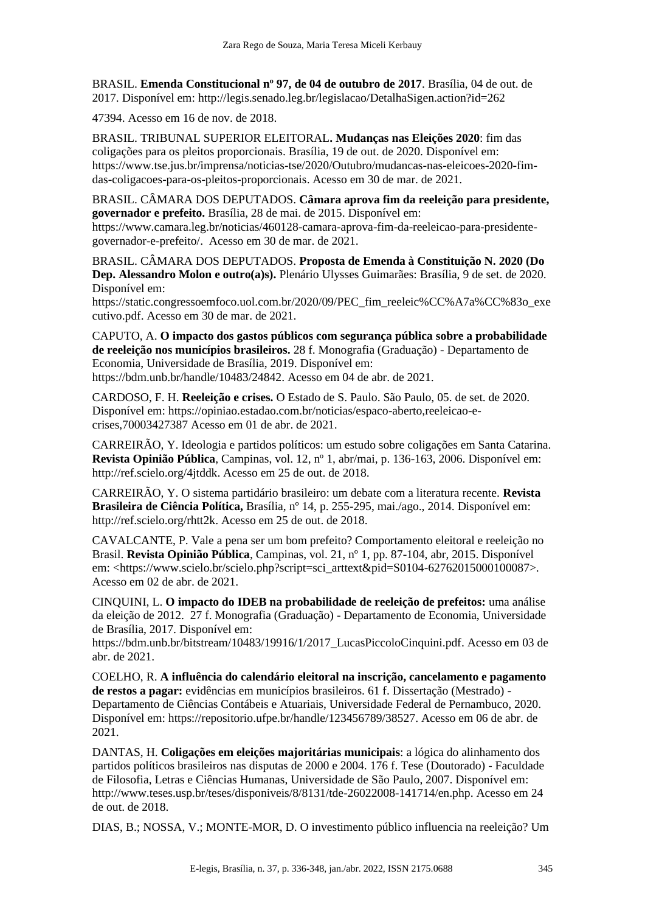BRASIL. **Emenda Constitucional nº 97, de 04 de outubro de 2017**. Brasília, 04 de out. de 2017. Disponível em: http://legis.senado.leg.br/legislacao/DetalhaSigen.action?id=262

47394. Acesso em 16 de nov. de 2018.

BRASIL. TRIBUNAL SUPERIOR ELEITORAL**. Mudanças nas Eleições 2020**: fim das coligações para os pleitos proporcionais. Brasília, 19 de out. de 2020. Disponível em: https://www.tse.jus.br/imprensa/noticias-tse/2020/Outubro/mudancas-nas-eleicoes-2020-fim-das-coligacoes-para-os-pleitos-proporcionais. Acesso em 30 de mar. de 2021.

BRASIL. CÂMARA DOS DEPUTADOS. **Câmara aprova fim da reeleição para presidente, governador e prefeito.** Brasília, 28 de mai. de 2015. Disponível em: https://www.camara.leg.br/noticias/460128-camara-aprova-fim-da-reeleicao-para-presidente-governador-e-prefeito/. Acesso em 30 de mar. de 2021.

BRASIL. CÂMARA DOS DEPUTADOS. **Proposta de Emenda à Constituição N. 2020 (Do Dep. Alessandro Molon e outro(a)s).** Plenário Ulysses Guimarães: Brasília, 9 de set. de 2020. Disponível em: https://static.congressoemfoco.uol.com.br/2020/09/PEC_fim_reeleic%CC%A7a%CC%83o_executivo.pdf. Acesso em 30 de mar. de 2021.

CAPUTO, A. **O impacto dos gastos públicos com segurança pública sobre a probabilidade de reeleição nos municípios brasileiros.** 28 f. Monografia (Graduação) - Departamento de Economia, Universidade de Brasília, 2019. Disponível em: https://bdm.unb.br/handle/10483/24842. Acesso em 04 de abr. de 2021.

CARDOSO, F. H. **Reeleição e crises.** O Estado de S. Paulo. São Paulo, 05. de set. de 2020. Disponível em: https://opiniao.estadao.com.br/noticias/espaco-aberto,reeleicao-e-crises,70003427387 Acesso em 01 de abr. de 2021.

CARREIRÃO, Y. Ideologia e partidos políticos: um estudo sobre coligações em Santa Catarina. **Revista Opinião Pública**, Campinas, vol. 12, nº 1, abr/mai, p. 136-163, 2006. Disponível em: http://ref.scielo.org/4jtddk. Acesso em 25 de out. de 2018.

CARREIRÃO, Y. O sistema partidário brasileiro: um debate com a literatura recente. **Revista Brasileira de Ciência Política,** Brasília, nº 14, p. 255-295, mai./ago., 2014. Disponível em: http://ref.scielo.org/rhtt2k. Acesso em 25 de out. de 2018.

CAVALCANTE, P. Vale a pena ser um bom prefeito? Comportamento eleitoral e reeleição no Brasil. **Revista Opinião Pública**, Campinas, vol. 21, nº 1, pp. 87-104, abr, 2015. Disponível em: <https://www.scielo.br/scielo.php?script=sci_arttext&pid=S0104-62762015000100087>. Acesso em 02 de abr. de 2021.

CINQUINI, L. **O impacto do IDEB na probabilidade de reeleição de prefeitos:** uma análise da eleição de 2012. 27 f. Monografia (Graduação) - Departamento de Economia, Universidade de Brasília, 2017. Disponível em: https://bdm.unb.br/bitstream/10483/19916/1/2017_LucasPiccoloCinquini.pdf. Acesso em 03 de abr. de 2021.

COELHO, R. **A influência do calendário eleitoral na inscrição, cancelamento e pagamento de restos a pagar:** evidências em municípios brasileiros. 61 f. Dissertação (Mestrado) - Departamento de Ciências Contábeis e Atuariais, Universidade Federal de Pernambuco, 2020. Disponível em: https://repositorio.ufpe.br/handle/123456789/38527. Acesso em 06 de abr. de 2021.

DANTAS, H. **Coligações em eleições majoritárias municipais**: a lógica do alinhamento dos partidos políticos brasileiros nas disputas de 2000 e 2004. 176 f. Tese (Doutorado) - Faculdade de Filosofia, Letras e Ciências Humanas, Universidade de São Paulo, 2007. Disponível em: http://www.teses.usp.br/teses/disponiveis/8/8131/tde-26022008-141714/en.php. Acesso em 24 de out. de 2018.

DIAS, B.; NOSSA, V.; MONTE-MOR, D. O investimento público influencia na reeleição? Um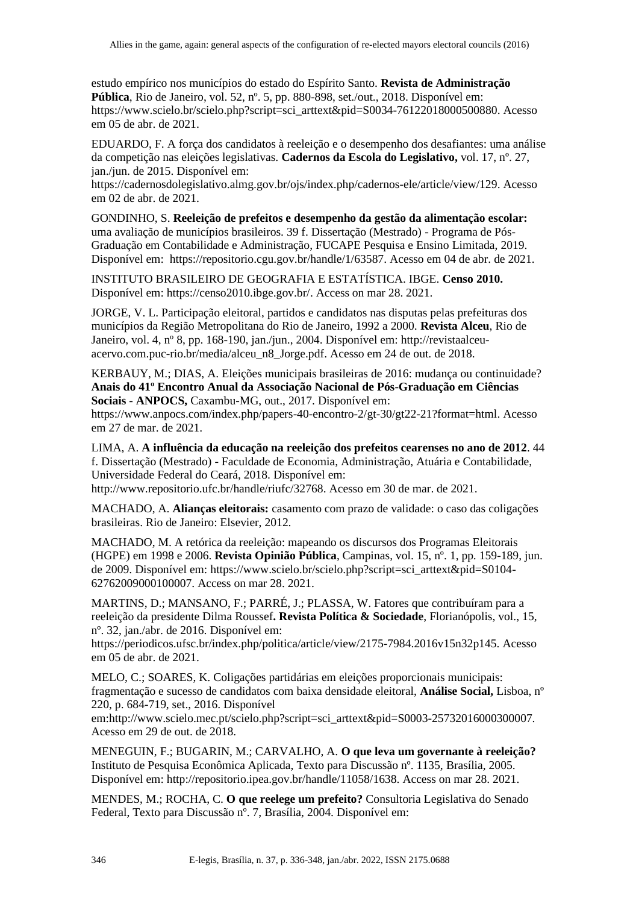estudo empírico nos municípios do estado do Espírito Santo. **Revista de Administração Pública**, Rio de Janeiro, vol. 52, nº. 5, pp. 880-898, set./out., 2018. Disponível em: https://www.scielo.br/scielo.php?script=sci_arttext&pid=S0034-76122018000500880. Acesso em 05 de abr. de 2021.

EDUARDO, F. A força dos candidatos à reeleição e o desempenho dos desafiantes: uma análise da competição nas eleições legislativas. **Cadernos da Escola do Legislativo,** vol. 17, nº. 27, jan./jun. de 2015. Disponível em: https://cadernosdolegislativo.almg.gov.br/ojs/index.php/cadernos-ele/article/view/129. Acesso em 02 de abr. de 2021.

GONDINHO, S. **Reeleição de prefeitos e desempenho da gestão da alimentação escolar:** uma avaliação de municípios brasileiros. 39 f. Dissertação (Mestrado) - Programa de Pós-Graduação em Contabilidade e Administração, FUCAPE Pesquisa e Ensino Limitada, 2019. Disponível em: https://repositorio.cgu.gov.br/handle/1/63587. Acesso em 04 de abr. de 2021.

INSTITUTO BRASILEIRO DE GEOGRAFIA E ESTATÍSTICA. IBGE. **Censo 2010.** Disponível em: https://censo2010.ibge.gov.br/. Access on mar 28. 2021.

JORGE, V. L. Participação eleitoral, partidos e candidatos nas disputas pelas prefeituras dos municípios da Região Metropolitana do Rio de Janeiro, 1992 a 2000. **Revista Alceu**, Rio de Janeiro, vol. 4, nº 8, pp. 168-190, jan./jun., 2004. Disponível em: http://revistaalceu-acervo.com.puc-rio.br/media/alceu_n8_Jorge.pdf. Acesso em 24 de out. de 2018.

KERBAUY, M.; DIAS, A. Eleições municipais brasileiras de 2016: mudança ou continuidade? **Anais do 41º Encontro Anual da Associação Nacional de Pós-Graduação em Ciências Sociais - ANPOCS,** Caxambu-MG, out., 2017. Disponível em: https://www.anpocs.com/index.php/papers-40-encontro-2/gt-30/gt22-21?format=html. Acesso em 27 de mar. de 2021.

LIMA, A. **A influência da educação na reeleição dos prefeitos cearenses no ano de 2012**. 44 f. Dissertação (Mestrado) - Faculdade de Economia, Administração, Atuária e Contabilidade, Universidade Federal do Ceará, 2018. Disponível em: http://www.repositorio.ufc.br/handle/riufc/32768. Acesso em 30 de mar. de 2021.

MACHADO, A. **Alianças eleitorais:** casamento com prazo de validade: o caso das coligações brasileiras. Rio de Janeiro: Elsevier, 2012.

MACHADO, M. A retórica da reeleição: mapeando os discursos dos Programas Eleitorais (HGPE) em 1998 e 2006. **Revista Opinião Pública**, Campinas, vol. 15, nº. 1, pp. 159-189, jun. de 2009. Disponível em: https://www.scielo.br/scielo.php?script=sci_arttext&pid=S0104-62762009000100007. Access on mar 28. 2021.

MARTINS, D.; MANSANO, F.; PARRÉ, J.; PLASSA, W. Fatores que contribuíram para a reeleição da presidente Dilma Roussef**. Revista Política & Sociedade**, Florianópolis, vol., 15, nº. 32, jan./abr. de 2016. Disponível em: https://periodicos.ufsc.br/index.php/politica/article/view/2175-7984.2016v15n32p145. Acesso em 05 de abr. de 2021.

MELO, C.; SOARES, K. Coligações partidárias em eleições proporcionais municipais: fragmentação e sucesso de candidatos com baixa densidade eleitoral, **Análise Social,** Lisboa, nº 220, p. 684-719, set., 2016. Disponível em:http://www.scielo.mec.pt/scielo.php?script=sci_arttext&pid=S0003-25732016000300007. Acesso em 29 de out. de 2018.

MENEGUIN, F.; BUGARIN, M.; CARVALHO, A. **O que leva um governante à reeleição?** Instituto de Pesquisa Econômica Aplicada, Texto para Discussão nº. 1135, Brasília, 2005. Disponível em: http://repositorio.ipea.gov.br/handle/11058/1638. Access on mar 28. 2021.

MENDES, M.; ROCHA, C. **O que reelege um prefeito?** Consultoria Legislativa do Senado Federal, Texto para Discussão nº. 7, Brasília, 2004. Disponível em: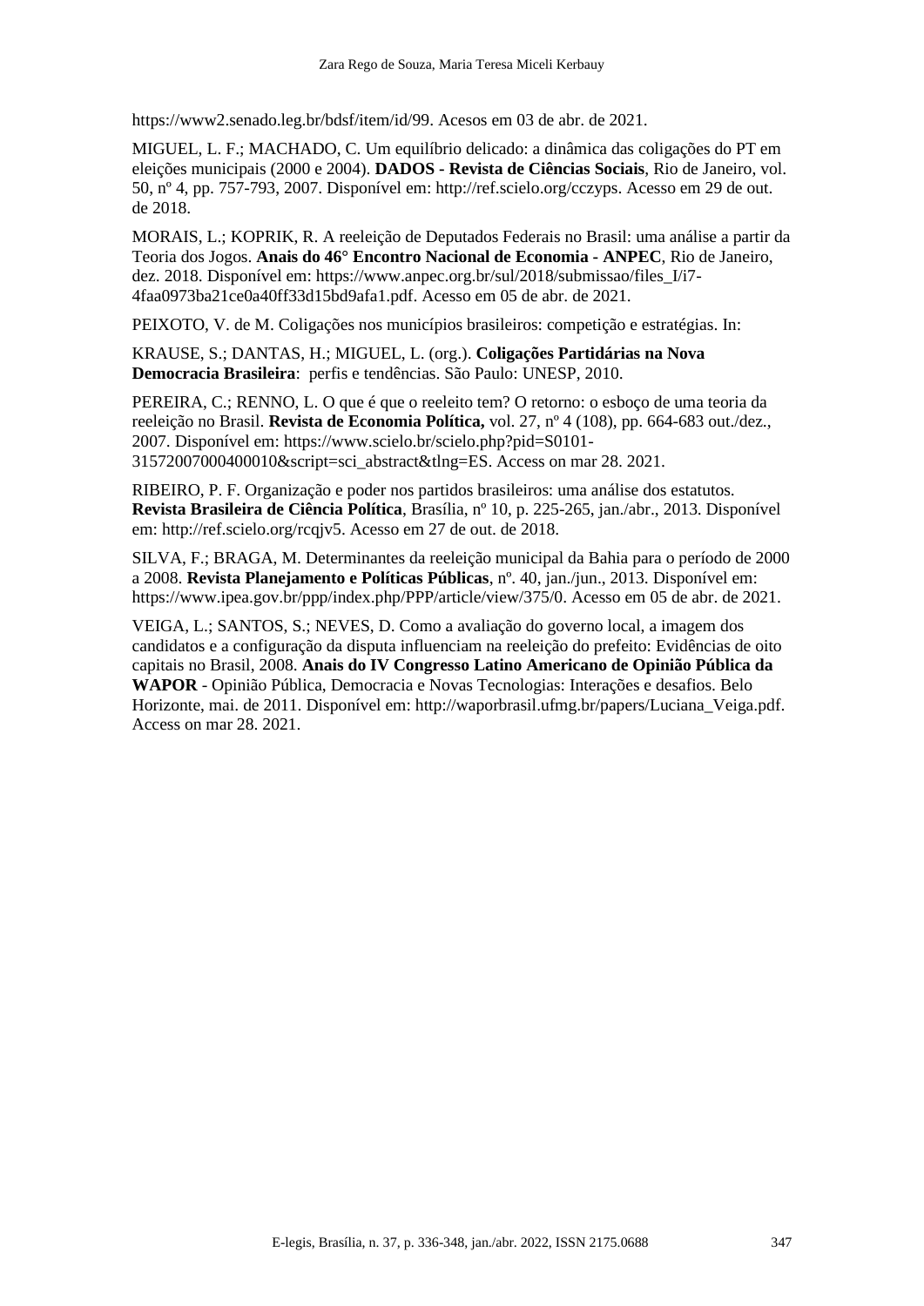https://www2.senado.leg.br/bdsf/item/id/99. Acesos em 03 de abr. de 2021.

MIGUEL, L. F.; MACHADO, C. Um equilíbrio delicado: a dinâmica das coligações do PT em eleições municipais (2000 e 2004). **DADOS - Revista de Ciências Sociais**, Rio de Janeiro, vol. 50, nº 4, pp. 757-793, 2007. Disponível em: http://ref.scielo.org/cczyps. Acesso em 29 de out. de 2018.

MORAIS, L.; KOPRIK, R. A reeleição de Deputados Federais no Brasil: uma análise a partir da Teoria dos Jogos. **Anais do 46° Encontro Nacional de Economia - ANPEC**, Rio de Janeiro, dez. 2018. Disponível em: https://www.anpec.org.br/sul/2018/submissao/files_I/i7-4faa0973ba21ce0a40ff33d15bd9afa1.pdf. Acesso em 05 de abr. de 2021.

PEIXOTO, V. de M. Coligações nos municípios brasileiros: competição e estratégias. In:

KRAUSE, S.; DANTAS, H.; MIGUEL, L. (org.). **Coligações Partidárias na Nova Democracia Brasileira**: perfis e tendências. São Paulo: UNESP, 2010.

PEREIRA, C.; RENNO, L. O que é que o reeleito tem? O retorno: o esboço de uma teoria da reeleição no Brasil. **Revista de Economia Política,** vol. 27, nº 4 (108), pp. 664-683 out./dez., 2007. Disponível em: https://www.scielo.br/scielo.php?pid=S0101-31572007000400010&script=sci_abstract&tlng=ES. Access on mar 28. 2021.

RIBEIRO, P. F. Organização e poder nos partidos brasileiros: uma análise dos estatutos. **Revista Brasileira de Ciência Política**, Brasília, nº 10, p. 225-265, jan./abr., 2013. Disponível em: http://ref.scielo.org/rcqjv5. Acesso em 27 de out. de 2018.

SILVA, F.; BRAGA, M. Determinantes da reeleição municipal da Bahia para o período de 2000 a 2008. **Revista Planejamento e Políticas Públicas**, nº. 40, jan./jun., 2013. Disponível em: https://www.ipea.gov.br/ppp/index.php/PPP/article/view/375/0. Acesso em 05 de abr. de 2021.

VEIGA, L.; SANTOS, S.; NEVES, D. Como a avaliação do governo local, a imagem dos candidatos e a configuração da disputa influenciam na reeleição do prefeito: Evidências de oito capitais no Brasil, 2008. **Anais do IV Congresso Latino Americano de Opinião Pública da WAPOR** - Opinião Pública, Democracia e Novas Tecnologias: Interações e desafios. Belo Horizonte, mai. de 2011. Disponível em: http://waporbrasil.ufmg.br/papers/Luciana_Veiga.pdf. Access on mar 28. 2021.